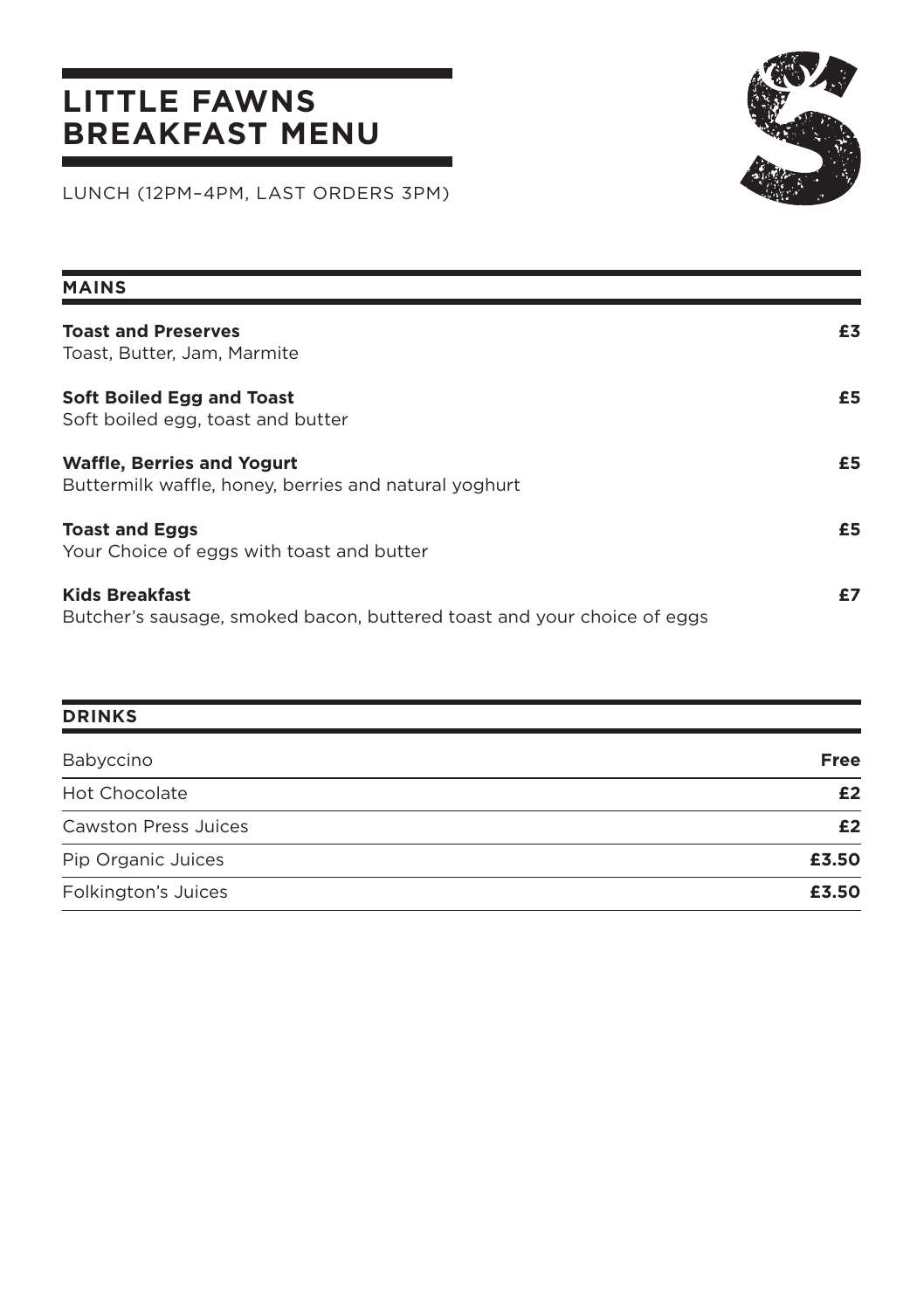# LITTLE FAWNS BREAKFAST MENU

LUNCH (12PM–4PM, LAST ORDERS 3PM)

## MAINS

**Toast and Preserves** — **£3**
Toast, Butter, Jam, Marmite

**Soft Boiled Egg and Toast** — **£5**
Soft boiled egg, toast and butter

**Waffle, Berries and Yogurt** — **£5**
Buttermilk waffle, honey, berries and natural yoghurt

**Toast and Eggs** — **£5**
Your Choice of eggs with toast and butter

**Kids Breakfast** — **£7**
Butcher's sausage, smoked bacon, buttered toast and your choice of eggs

## DRINKS

| Item | Price |
|---|---|
| Babyccino | **Free** |
| Hot Chocolate | **£2** |
| Cawston Press Juices | **£2** |
| Pip Organic Juices | **£3.50** |
| Folkington's Juices | **£3.50** |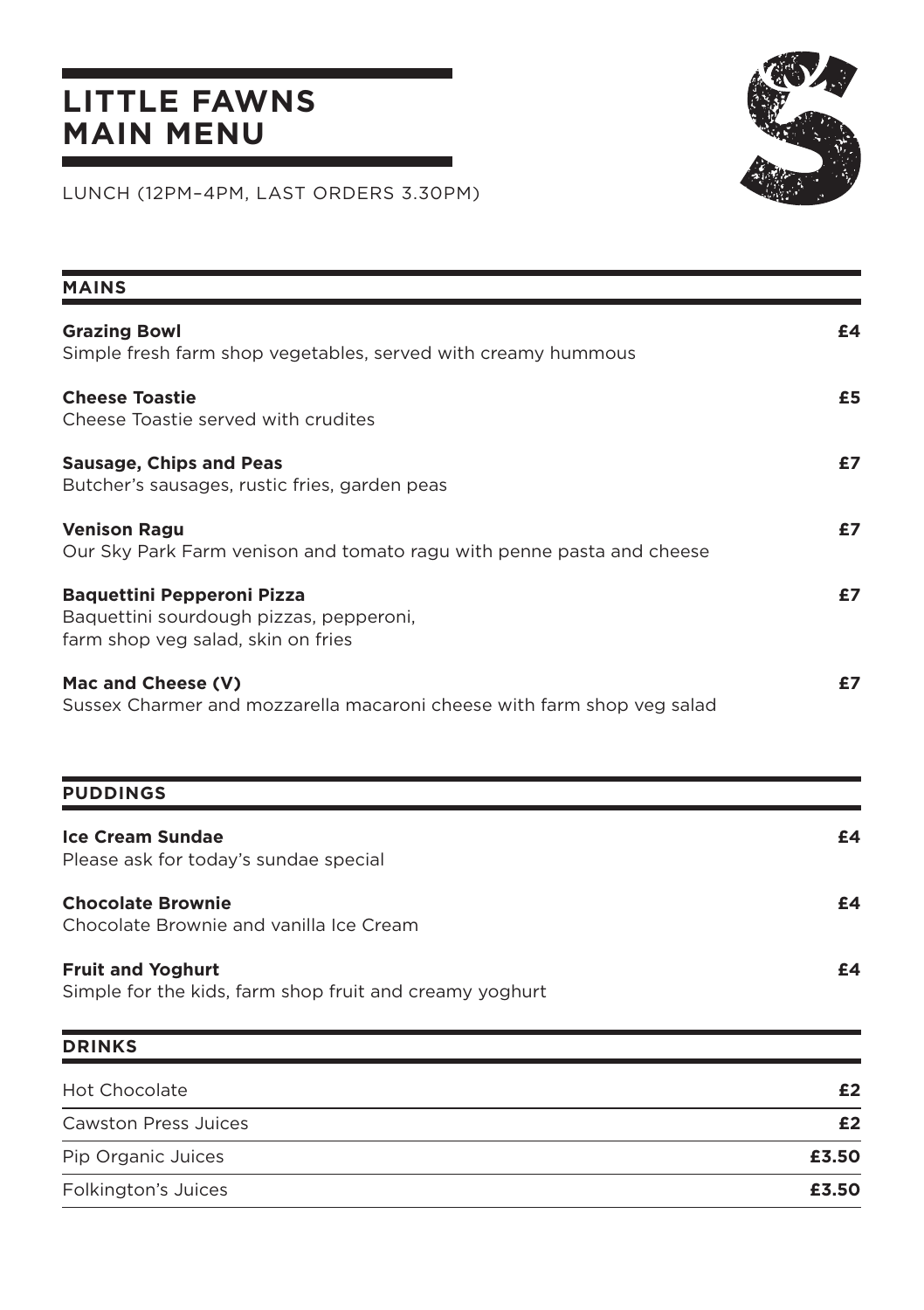# LITTLE FAWNS MAIN MENU

LUNCH (12PM–4PM, LAST ORDERS 3.30PM)

## MAINS

**Grazing Bowl** — **£4**
Simple fresh farm shop vegetables, served with creamy hummous

**Cheese Toastie** — **£5**
Cheese Toastie served with crudites

**Sausage, Chips and Peas** — **£7**
Butcher's sausages, rustic fries, garden peas

**Venison Ragu** — **£7**
Our Sky Park Farm venison and tomato ragu with penne pasta and cheese

**Baquettini Pepperoni Pizza** — **£7**
Baquettini sourdough pizzas, pepperoni,
farm shop veg salad, skin on fries

**Mac and Cheese (V)** — **£7**
Sussex Charmer and mozzarella macaroni cheese with farm shop veg salad

## PUDDINGS

**Ice Cream Sundae** — **£4**
Please ask for today's sundae special

**Chocolate Brownie** — **£4**
Chocolate Brownie and vanilla Ice Cream

**Fruit and Yoghurt** — **£4**
Simple for the kids, farm shop fruit and creamy yoghurt

## DRINKS

| Drink | Price |
|---|---|
| Hot Chocolate | **£2** |
| Cawston Press Juices | **£2** |
| Pip Organic Juices | **£3.50** |
| Folkington's Juices | **£3.50** |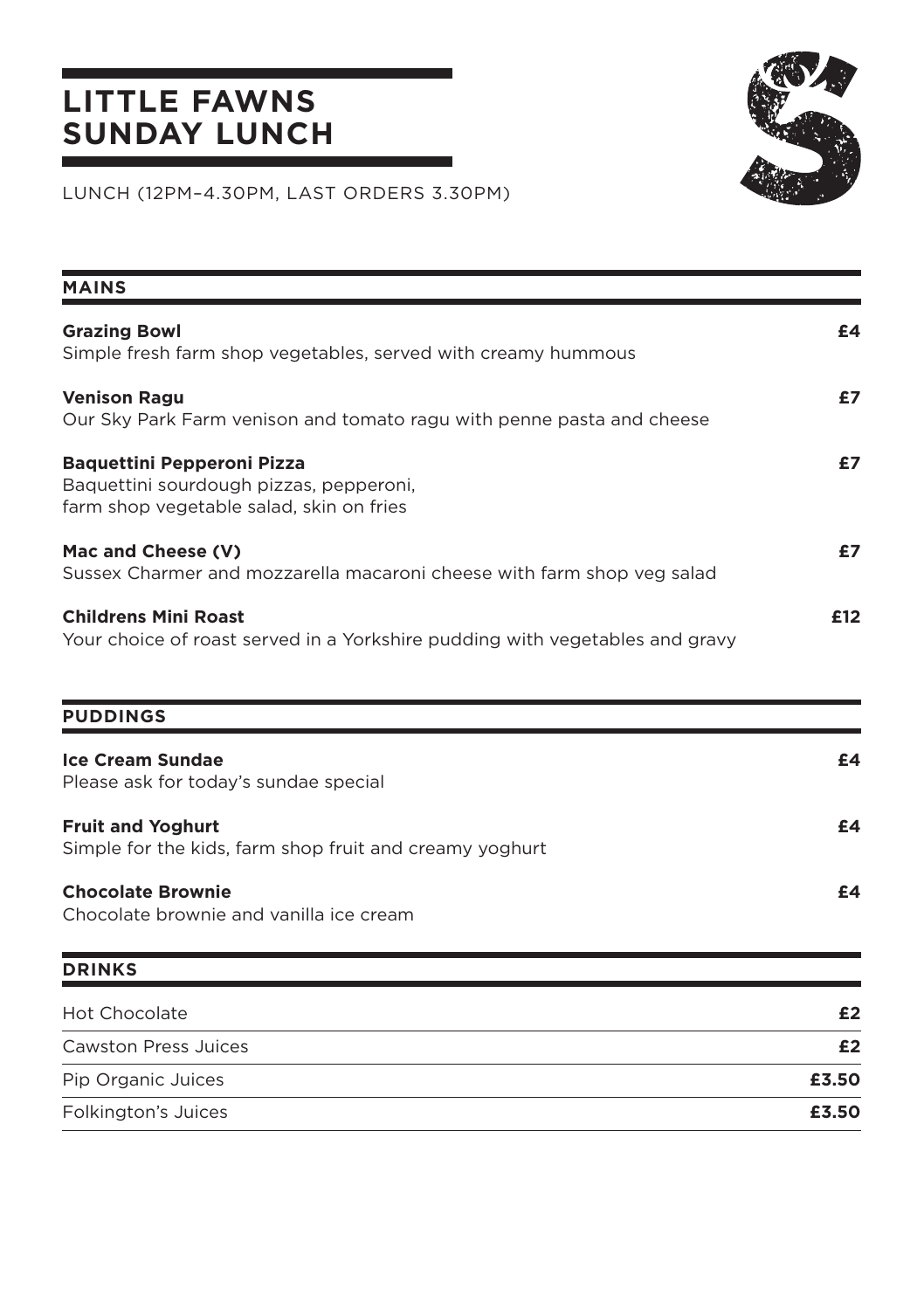# LITTLE FAWNS SUNDAY LUNCH

LUNCH (12PM–4.30PM, LAST ORDERS 3.30PM)

## MAINS

**Grazing Bowl** **£4**
Simple fresh farm shop vegetables, served with creamy hummous

**Venison Ragu** **£7**
Our Sky Park Farm venison and tomato ragu with penne pasta and cheese

**Baquettini Pepperoni Pizza** **£7**
Baquettini sourdough pizzas, pepperoni,
farm shop vegetable salad, skin on fries

**Mac and Cheese (V)** **£7**
Sussex Charmer and mozzarella macaroni cheese with farm shop veg salad

**Childrens Mini Roast** **£12**
Your choice of roast served in a Yorkshire pudding with vegetables and gravy

## PUDDINGS

**Ice Cream Sundae** **£4**
Please ask for today's sundae special

**Fruit and Yoghurt** **£4**
Simple for the kids, farm shop fruit and creamy yoghurt

**Chocolate Brownie** **£4**
Chocolate brownie and vanilla ice cream

## DRINKS

| | |
|---|---|
| Hot Chocolate | **£2** |
| Cawston Press Juices | **£2** |
| Pip Organic Juices | **£3.50** |
| Folkington's Juices | **£3.50** |